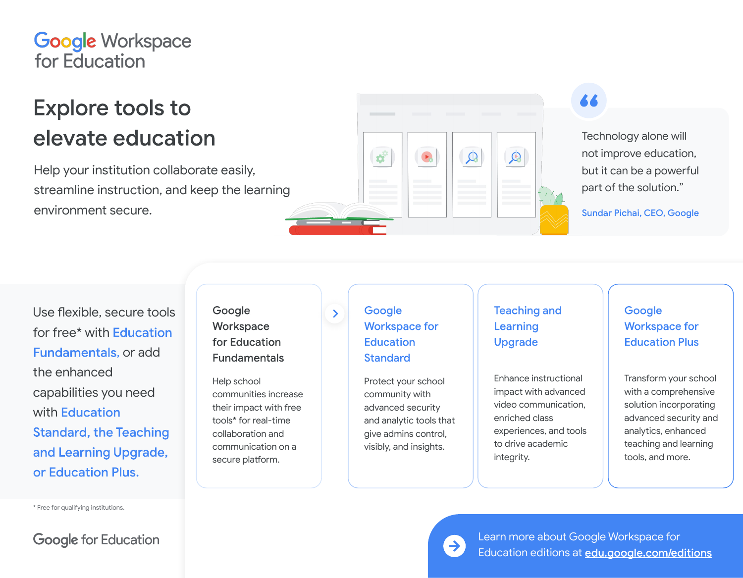Google Workspace for Education

# Explore tools to elevate education

Help your institution collaborate easily, streamline instruction, and keep the learning environment secure.

> "Technology alone will not improve education, but it can be a powerful part of the solution."
>
> Sundar Pichai, CEO, Google

Use flexible, secure tools for free* with Education Fundamentals, or add the enhanced capabilities you need with Education Standard, the Teaching and Learning Upgrade, or Education Plus.

### Google Workspace for Education Fundamentals

Help school communities increase their impact with free tools* for real-time collaboration and communication on a secure platform.

### Google Workspace for Education Standard

Protect your school community with advanced security and analytic tools that give admins control, visibly, and insights.

### Teaching and Learning Upgrade

Enhance instructional impact with advanced video communication, enriched class experiences, and tools to drive academic integrity.

### Google Workspace for Education Plus

Transform your school with a comprehensive solution incorporating advanced security and analytics, enhanced teaching and learning tools, and more.

\* Free for qualifying institutions.

Learn more about Google Workspace for Education editions at edu.google.com/editions

Google for Education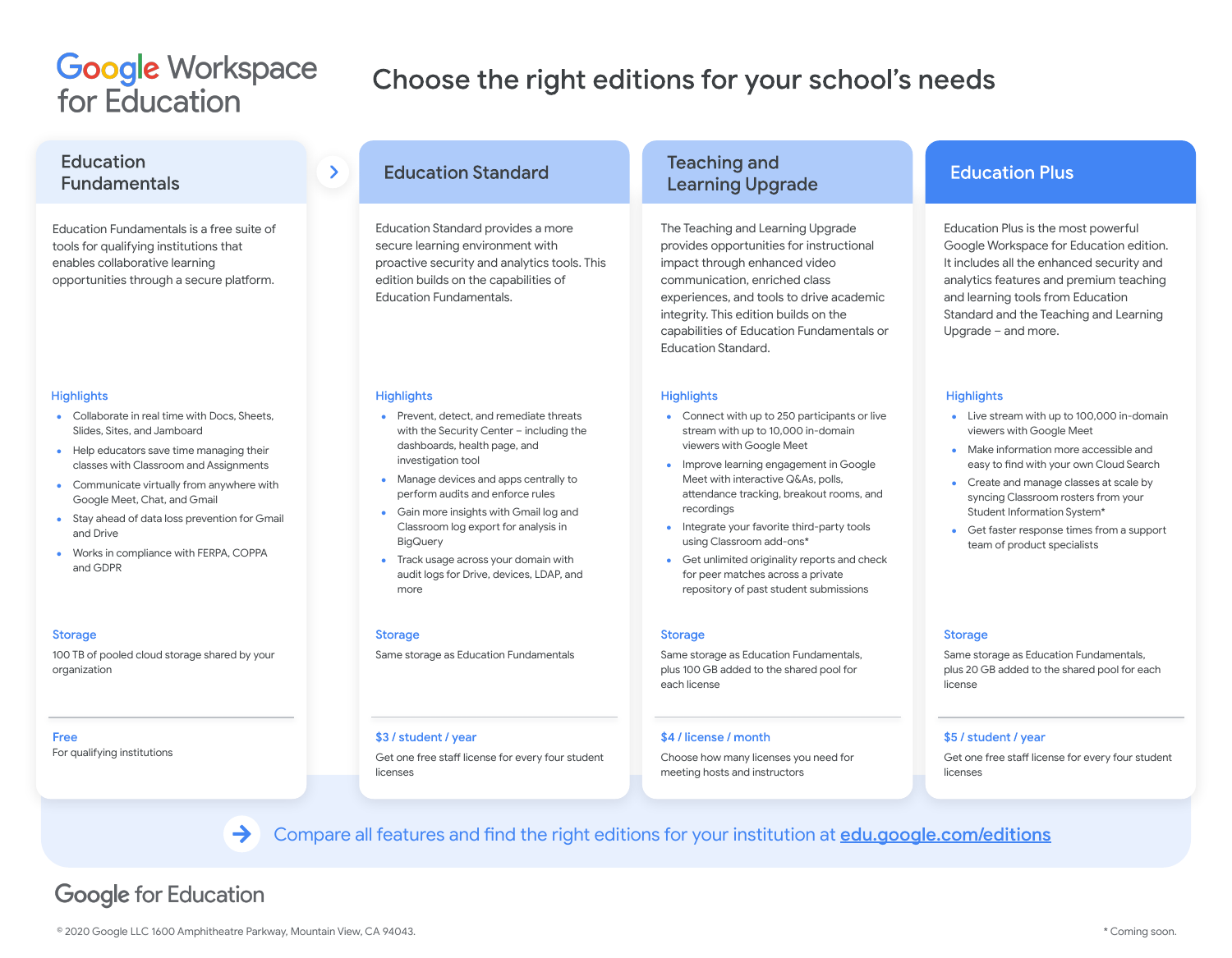# Google Workspace for Education

## Choose the right editions for your school's needs

## Education Fundamentals

Education Fundamentals is a free suite of tools for qualifying institutions that enables collaborative learning opportunities through a secure platform.

### Highlights

- Collaborate in real time with Docs, Sheets, Slides, Sites, and Jamboard
- Help educators save time managing their classes with Classroom and Assignments
- Communicate virtually from anywhere with Google Meet, Chat, and Gmail
- Stay ahead of data loss prevention for Gmail and Drive
- Works in compliance with FERPA, COPPA and GDPR

### Storage

100 TB of pooled cloud storage shared by your organization

**Free**
For qualifying institutions

## Education Standard

Education Standard provides a more secure learning environment with proactive security and analytics tools. This edition builds on the capabilities of Education Fundamentals.

### Highlights

- Prevent, detect, and remediate threats with the Security Center – including the dashboards, health page, and investigation tool
- Manage devices and apps centrally to perform audits and enforce rules
- Gain more insights with Gmail log and Classroom log export for analysis in BigQuery
- Track usage across your domain with audit logs for Drive, devices, LDAP, and more

### Storage

Same storage as Education Fundamentals

**$3 / student / year**
Get one free staff license for every four student licenses

## Teaching and Learning Upgrade

The Teaching and Learning Upgrade provides opportunities for instructional impact through enhanced video communication, enriched class experiences, and tools to drive academic integrity. This edition builds on the capabilities of Education Fundamentals or Education Standard.

### Highlights

- Connect with up to 250 participants or live stream with up to 10,000 in-domain viewers with Google Meet
- Improve learning engagement in Google Meet with interactive Q&As, polls, attendance tracking, breakout rooms, and recordings
- Integrate your favorite third-party tools using Classroom add-ons*
- Get unlimited originality reports and check for peer matches across a private repository of past student submissions

### Storage

Same storage as Education Fundamentals, plus 100 GB added to the shared pool for each license

**$4 / license / month**
Choose how many licenses you need for meeting hosts and instructors

## Education Plus

Education Plus is the most powerful Google Workspace for Education edition. It includes all the enhanced security and analytics features and premium teaching and learning tools from Education Standard and the Teaching and Learning Upgrade – and more.

### Highlights

- Live stream with up to 100,000 in-domain viewers with Google Meet
- Make information more accessible and easy to find with your own Cloud Search
- Create and manage classes at scale by syncing Classroom rosters from your Student Information System*
- Get faster response times from a support team of product specialists

### Storage

Same storage as Education Fundamentals, plus 20 GB added to the shared pool for each license

**$5 / student / year**
Get one free staff license for every four student licenses

---

Compare all features and find the right editions for your institution at edu.google.com/editions

Google for Education

© 2020 Google LLC 1600 Amphitheatre Parkway, Mountain View, CA 94043.

\* Coming soon.